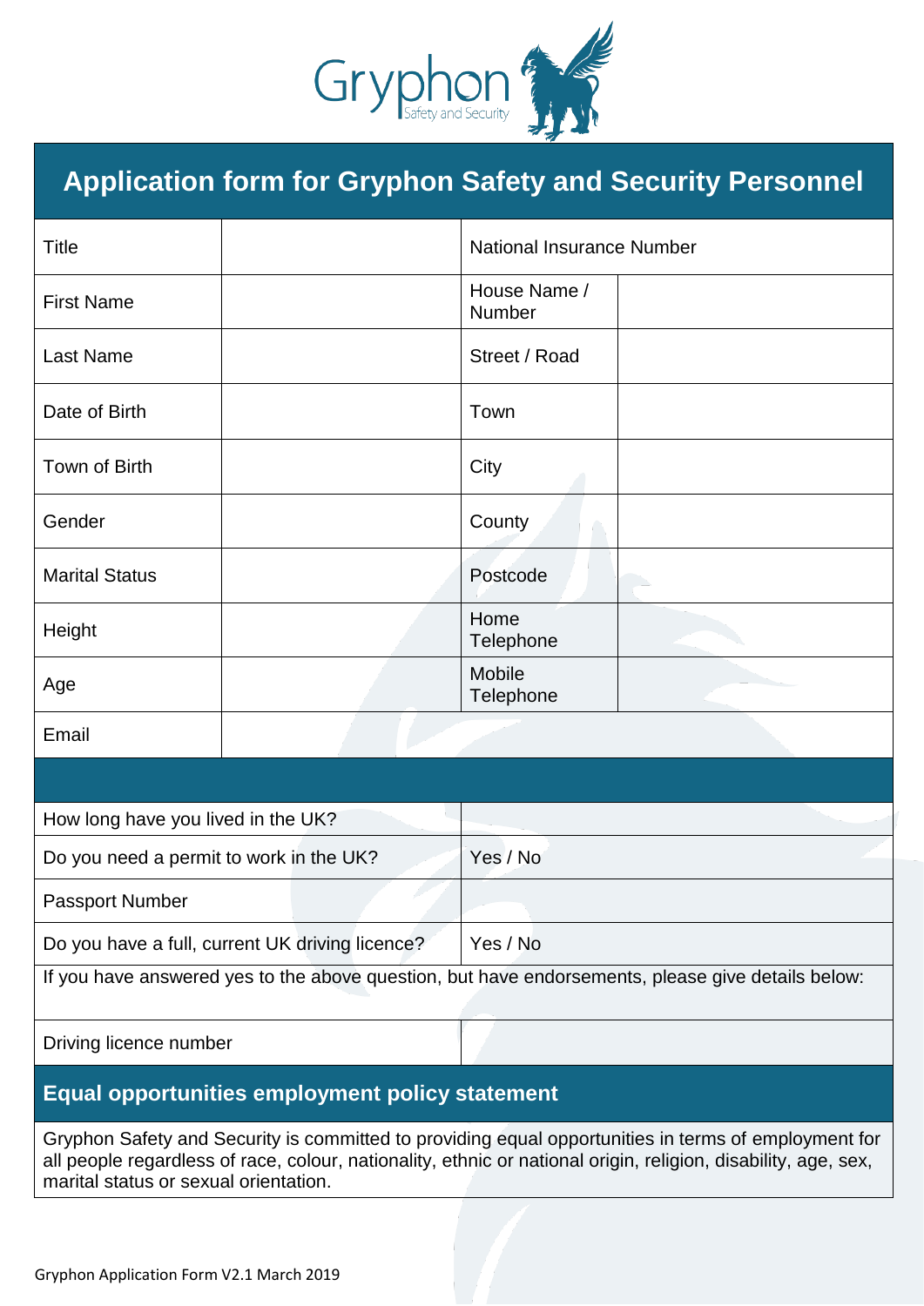Gryphon Safety and Security

# Application form for Gryphon Safety and Security Personnel

| Title | | National Insurance Number | |
|---|---|---|---|
| First Name | | House Name / Number | |
| Last Name | | Street / Road | |
| Date of Birth | | Town | |
| Town of Birth | | City | |
| Gender | | County | |
| Marital Status | | Postcode | |
| Height | | Home Telephone | |
| Age | | Mobile Telephone | |
| Email | | | |

| | |
|---|---|
| How long have you lived in the UK? | |
| Do you need a permit to work in the UK? | Yes / No |
| Passport Number | |
| Do you have a full, current UK driving licence? | Yes / No |
| If you have answered yes to the above question, but have endorsements, please give details below: | |
| Driving licence number | |

## Equal opportunities employment policy statement

Gryphon Safety and Security is committed to providing equal opportunities in terms of employment for all people regardless of race, colour, nationality, ethnic or national origin, religion, disability, age, sex, marital status or sexual orientation.

Gryphon Application Form V2.1 March 2019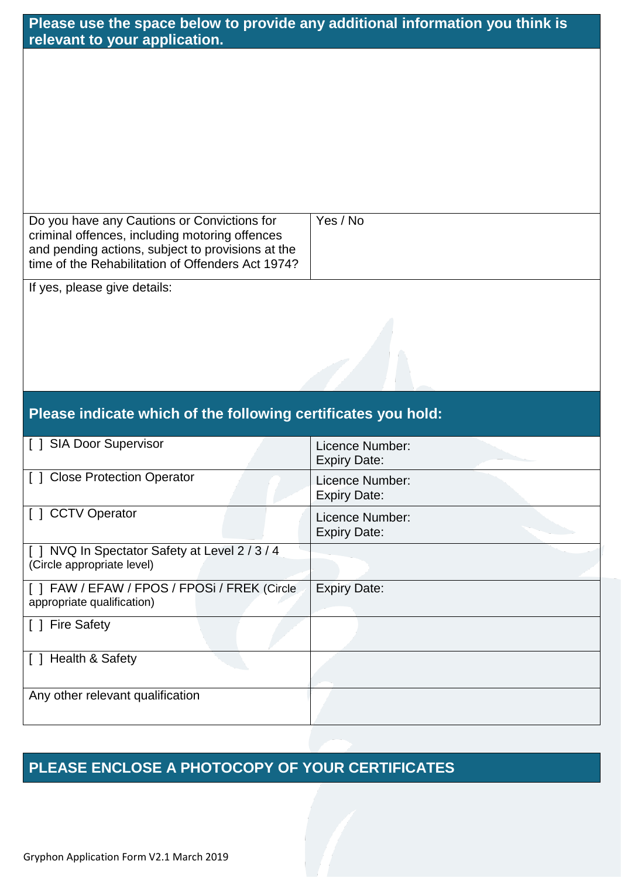## Please use the space below to provide any additional information you think is relevant to your application.

| Do you have any Cautions or Convictions for criminal offences, including motoring offences and pending actions, subject to provisions at the time of the Rehabilitation of Offenders Act 1974? | Yes / No |
| --- | --- |

If yes, please give details:

## Please indicate which of the following certificates you hold:

| | |
| --- | --- |
| [ ] SIA Door Supervisor | Licence Number:<br>Expiry Date: |
| [ ] Close Protection Operator | Licence Number:<br>Expiry Date: |
| [ ] CCTV Operator | Licence Number:<br>Expiry Date: |
| [ ] NVQ In Spectator Safety at Level 2 / 3 / 4 (Circle appropriate level) | |
| [ ] FAW / EFAW / FPOS / FPOSi / FREK (Circle appropriate qualification) | Expiry Date: |
| [ ] Fire Safety | |
| [ ] Health & Safety | |
| Any other relevant qualification | |

## PLEASE ENCLOSE A PHOTOCOPY OF YOUR CERTIFICATES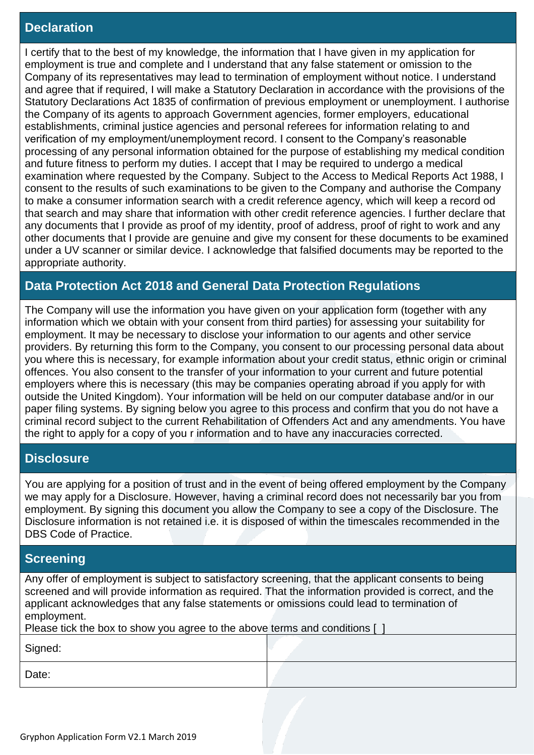## Declaration

I certify that to the best of my knowledge, the information that I have given in my application for employment is true and complete and I understand that any false statement or omission to the Company of its representatives may lead to termination of employment without notice. I understand and agree that if required, I will make a Statutory Declaration in accordance with the provisions of the Statutory Declarations Act 1835 of confirmation of previous employment or unemployment. I authorise the Company of its agents to approach Government agencies, former employers, educational establishments, criminal justice agencies and personal referees for information relating to and verification of my employment/unemployment record. I consent to the Company's reasonable processing of any personal information obtained for the purpose of establishing my medical condition and future fitness to perform my duties. I accept that I may be required to undergo a medical examination where requested by the Company. Subject to the Access to Medical Reports Act 1988, I consent to the results of such examinations to be given to the Company and authorise the Company to make a consumer information search with a credit reference agency, which will keep a record od that search and may share that information with other credit reference agencies. I further declare that any documents that I provide as proof of my identity, proof of address, proof of right to work and any other documents that I provide are genuine and give my consent for these documents to be examined under a UV scanner or similar device. I acknowledge that falsified documents may be reported to the appropriate authority.

## Data Protection Act 2018 and General Data Protection Regulations

The Company will use the information you have given on your application form (together with any information which we obtain with your consent from third parties) for assessing your suitability for employment. It may be necessary to disclose your information to our agents and other service providers. By returning this form to the Company, you consent to our processing personal data about you where this is necessary, for example information about your credit status, ethnic origin or criminal offences. You also consent to the transfer of your information to your current and future potential employers where this is necessary (this may be companies operating abroad if you apply for with outside the United Kingdom). Your information will be held on our computer database and/or in our paper filing systems. By signing below you agree to this process and confirm that you do not have a criminal record subject to the current Rehabilitation of Offenders Act and any amendments. You have the right to apply for a copy of you r information and to have any inaccuracies corrected.

## Disclosure

You are applying for a position of trust and in the event of being offered employment by the Company we may apply for a Disclosure. However, having a criminal record does not necessarily bar you from employment. By signing this document you allow the Company to see a copy of the Disclosure. The Disclosure information is not retained i.e. it is disposed of within the timescales recommended in the DBS Code of Practice.

## Screening

Any offer of employment is subject to satisfactory screening, that the applicant consents to being screened and will provide information as required. That the information provided is correct, and the applicant acknowledges that any false statements or omissions could lead to termination of employment.

Please tick the box to show you agree to the above terms and conditions [ ]

| Signed: | |
|---|---|
| Date: | |

Gryphon Application Form V2.1 March 2019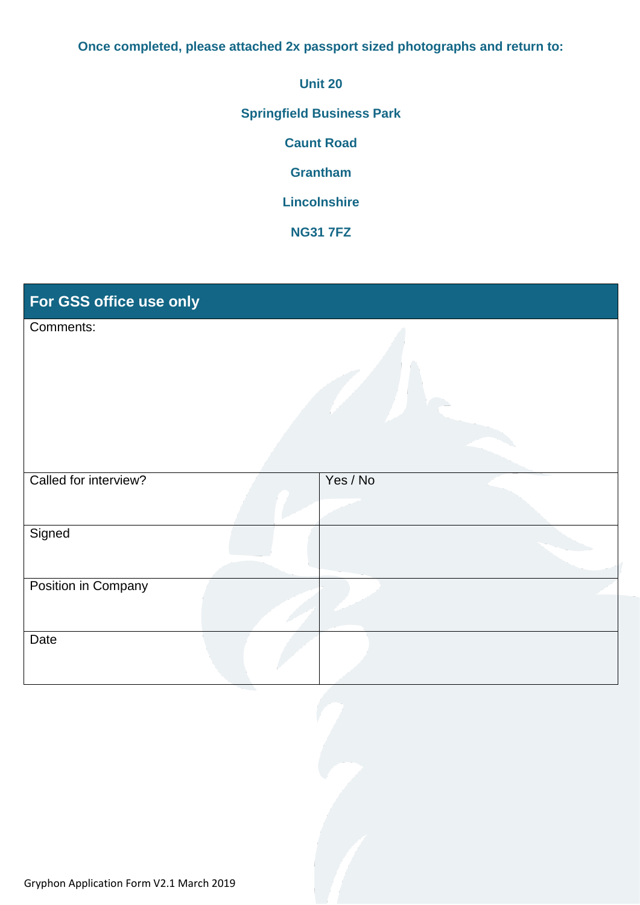**Once completed, please attached 2x passport sized photographs and return to:**

**Unit 20**

**Springfield Business Park**

**Caunt Road**

**Grantham**

**Lincolnshire**

**NG31 7FZ**

| For GSS office use only | |
|---|---|
| Comments: | |
| Called for interview? | Yes / No |
| Signed | |
| Position in Company | |
| Date | |

Gryphon Application Form V2.1 March 2019